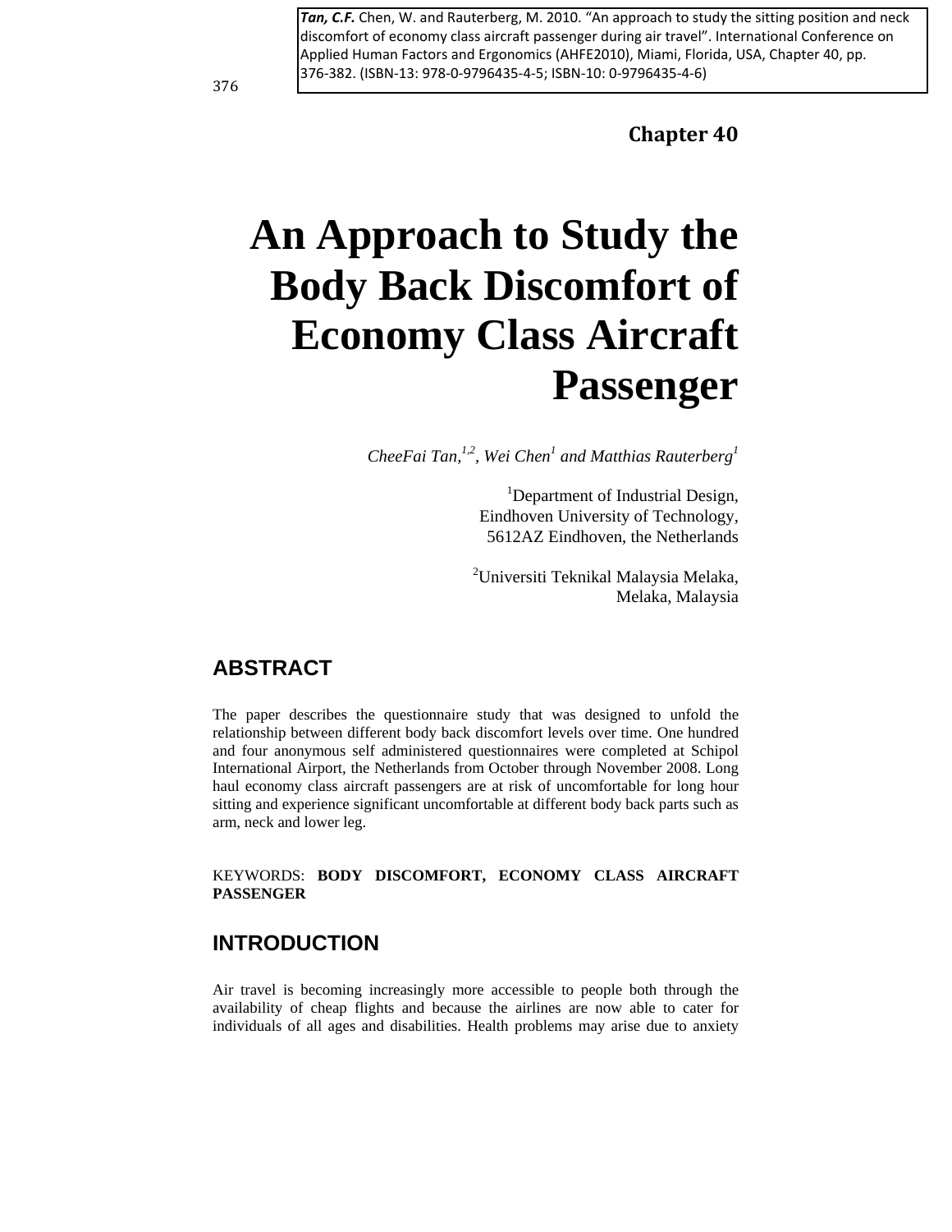**Tan, C.F.** Chen, W. and Rauterberg, M. 2010. "An approach to study the sitting position and neck discomfort of economy class aircraft passenger during air travel". International Conference on Applied Human Factors and Ergonomics (AHFE2010), Miami, Florida, USA, Chapter 40, pp. 376-382. (ISBN-13: 978-0-9796435-4-5; ISBN-10: 0-9796435-4-6)

**Chapter 40**

# An Approach to Study the Body Back Discomfort of Economy Class Aircraft Passenger

*CheeFai Tan,[1,2], Wei Chen[1] and Matthias Rauterberg[1]*

[1]Department of Industrial Design,
Eindhoven University of Technology,
5612AZ Eindhoven, the Netherlands

[2]Universiti Teknikal Malaysia Melaka,
Melaka, Malaysia

## ABSTRACT

The paper describes the questionnaire study that was designed to unfold the relationship between different body back discomfort levels over time. One hundred and four anonymous self administered questionnaires were completed at Schipol International Airport, the Netherlands from October through November 2008. Long haul economy class aircraft passengers are at risk of uncomfortable for long hour sitting and experience significant uncomfortable at different body back parts such as arm, neck and lower leg.

KEYWORDS: **BODY DISCOMFORT, ECONOMY CLASS AIRCRAFT PASSENGER**

## INTRODUCTION

Air travel is becoming increasingly more accessible to people both through the availability of cheap flights and because the airlines are now able to cater for individuals of all ages and disabilities. Health problems may arise due to anxiety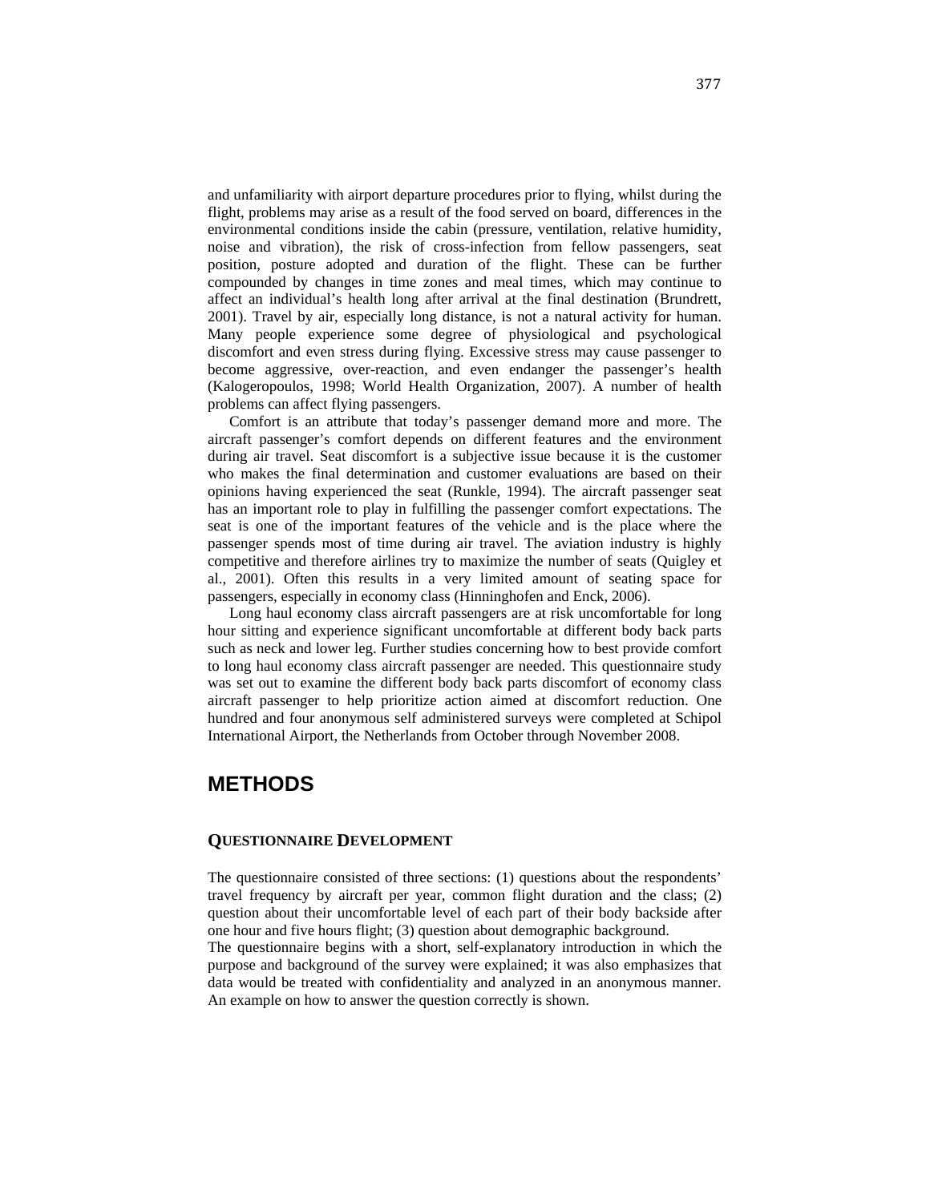and unfamiliarity with airport departure procedures prior to flying, whilst during the flight, problems may arise as a result of the food served on board, differences in the environmental conditions inside the cabin (pressure, ventilation, relative humidity, noise and vibration), the risk of cross-infection from fellow passengers, seat position, posture adopted and duration of the flight. These can be further compounded by changes in time zones and meal times, which may continue to affect an individual's health long after arrival at the final destination (Brundrett, 2001). Travel by air, especially long distance, is not a natural activity for human. Many people experience some degree of physiological and psychological discomfort and even stress during flying. Excessive stress may cause passenger to become aggressive, over-reaction, and even endanger the passenger's health (Kalogeropoulos, 1998; World Health Organization, 2007). A number of health problems can affect flying passengers.

Comfort is an attribute that today's passenger demand more and more. The aircraft passenger's comfort depends on different features and the environment during air travel. Seat discomfort is a subjective issue because it is the customer who makes the final determination and customer evaluations are based on their opinions having experienced the seat (Runkle, 1994). The aircraft passenger seat has an important role to play in fulfilling the passenger comfort expectations. The seat is one of the important features of the vehicle and is the place where the passenger spends most of time during air travel. The aviation industry is highly competitive and therefore airlines try to maximize the number of seats (Quigley et al., 2001). Often this results in a very limited amount of seating space for passengers, especially in economy class (Hinninghofen and Enck, 2006).

Long haul economy class aircraft passengers are at risk uncomfortable for long hour sitting and experience significant uncomfortable at different body back parts such as neck and lower leg. Further studies concerning how to best provide comfort to long haul economy class aircraft passenger are needed. This questionnaire study was set out to examine the different body back parts discomfort of economy class aircraft passenger to help prioritize action aimed at discomfort reduction. One hundred and four anonymous self administered surveys were completed at Schipol International Airport, the Netherlands from October through November 2008.

## METHODS

### QUESTIONNAIRE DEVELOPMENT

The questionnaire consisted of three sections: (1) questions about the respondents' travel frequency by aircraft per year, common flight duration and the class; (2) question about their uncomfortable level of each part of their body backside after one hour and five hours flight; (3) question about demographic background.

The questionnaire begins with a short, self-explanatory introduction in which the purpose and background of the survey were explained; it was also emphasizes that data would be treated with confidentiality and analyzed in an anonymous manner. An example on how to answer the question correctly is shown.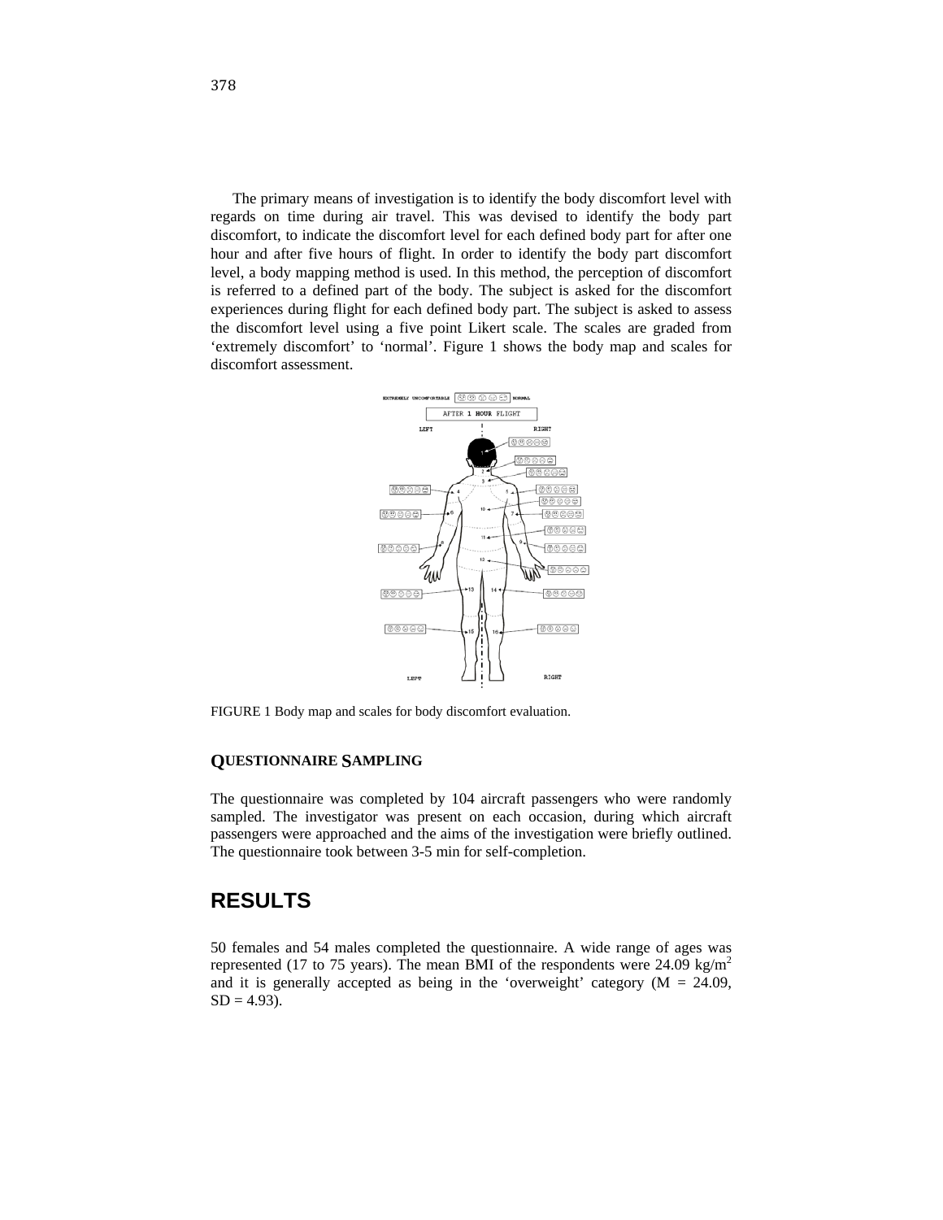The primary means of investigation is to identify the body discomfort level with regards on time during air travel. This was devised to identify the body part discomfort, to indicate the discomfort level for each defined body part for after one hour and after five hours of flight. In order to identify the body part discomfort level, a body mapping method is used. In this method, the perception of discomfort is referred to a defined part of the body. The subject is asked for the discomfort experiences during flight for each defined body part. The subject is asked to assess the discomfort level using a five point Likert scale. The scales are graded from 'extremely discomfort' to 'normal'. Figure 1 shows the body map and scales for discomfort assessment.

FIGURE 1 Body map and scales for body discomfort evaluation.

### QUESTIONNAIRE SAMPLING

The questionnaire was completed by 104 aircraft passengers who were randomly sampled. The investigator was present on each occasion, during which aircraft passengers were approached and the aims of the investigation were briefly outlined. The questionnaire took between 3-5 min for self-completion.

## RESULTS

50 females and 54 males completed the questionnaire. A wide range of ages was represented (17 to 75 years). The mean BMI of the respondents were 24.09 $kg/m^2$ and it is generally accepted as being in the 'overweight' category ($M = 24.09$, $SD = 4.93$).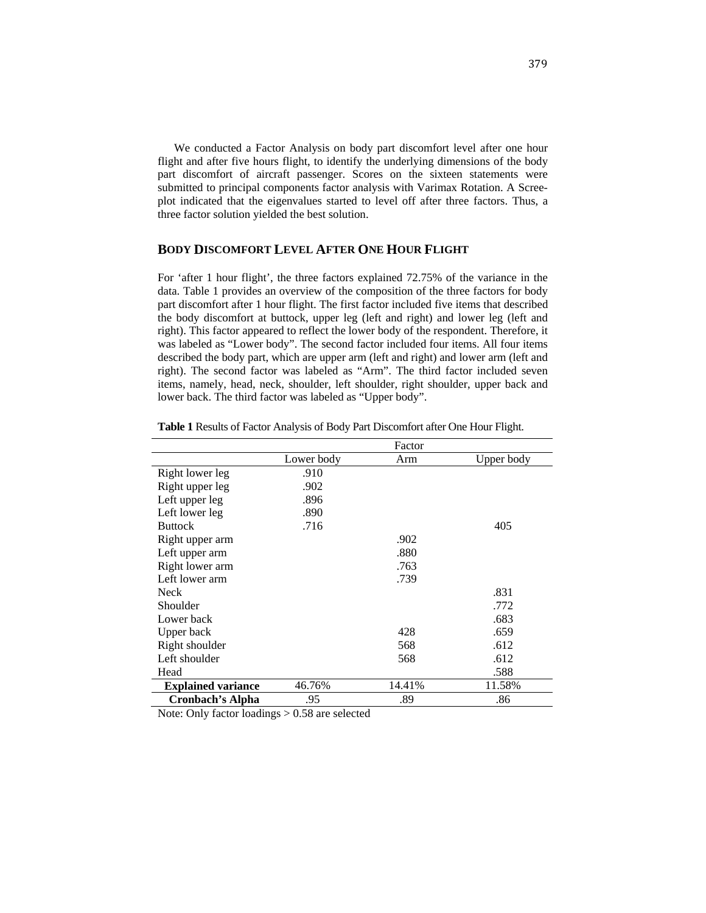We conducted a Factor Analysis on body part discomfort level after one hour flight and after five hours flight, to identify the underlying dimensions of the body part discomfort of aircraft passenger. Scores on the sixteen statements were submitted to principal components factor analysis with Varimax Rotation. A Scree-plot indicated that the eigenvalues started to level off after three factors. Thus, a three factor solution yielded the best solution.

## BODY DISCOMFORT LEVEL AFTER ONE HOUR FLIGHT

For 'after 1 hour flight', the three factors explained 72.75% of the variance in the data. Table 1 provides an overview of the composition of the three factors for body part discomfort after 1 hour flight. The first factor included five items that described the body discomfort at buttock, upper leg (left and right) and lower leg (left and right). This factor appeared to reflect the lower body of the respondent. Therefore, it was labeled as "Lower body". The second factor included four items. All four items described the body part, which are upper arm (left and right) and lower arm (left and right). The second factor was labeled as "Arm". The third factor included seven items, namely, head, neck, shoulder, left shoulder, right shoulder, upper back and lower back. The third factor was labeled as "Upper body".

**Table 1** Results of Factor Analysis of Body Part Discomfort after One Hour Flight.

| | Factor | | |
|---|---|---|---|
| | Lower body | Arm | Upper body |
| Right lower leg | .910 | | |
| Right upper leg | .902 | | |
| Left upper leg | .896 | | |
| Left lower leg | .890 | | |
| Buttock | .716 | | 405 |
| Right upper arm | | .902 | |
| Left upper arm | | .880 | |
| Right lower arm | | .763 | |
| Left lower arm | | .739 | |
| Neck | | | .831 |
| Shoulder | | | .772 |
| Lower back | | | .683 |
| Upper back | | 428 | .659 |
| Right shoulder | | 568 | .612 |
| Left shoulder | | 568 | .612 |
| Head | | | .588 |
| **Explained variance** | 46.76% | 14.41% | 11.58% |
| **Cronbach's Alpha** | .95 | .89 | .86 |

Note: Only factor loadings > 0.58 are selected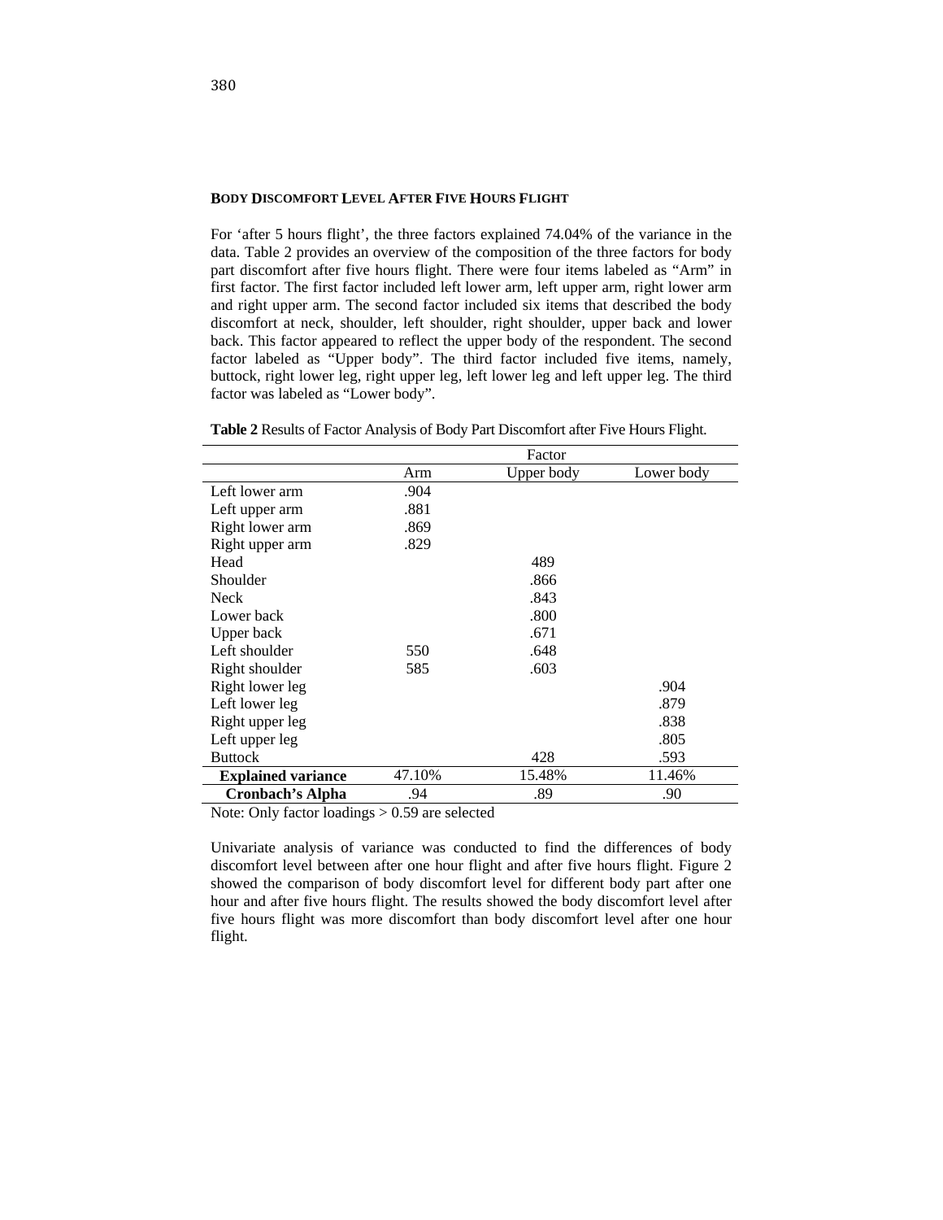#### BODY DISCOMFORT LEVEL AFTER FIVE HOURS FLIGHT

For 'after 5 hours flight', the three factors explained 74.04% of the variance in the data. Table 2 provides an overview of the composition of the three factors for body part discomfort after five hours flight. There were four items labeled as "Arm" in first factor. The first factor included left lower arm, left upper arm, right lower arm and right upper arm. The second factor included six items that described the body discomfort at neck, shoulder, left shoulder, right shoulder, upper back and lower back. This factor appeared to reflect the upper body of the respondent. The second factor labeled as "Upper body". The third factor included five items, namely, buttock, right lower leg, right upper leg, left lower leg and left upper leg. The third factor was labeled as "Lower body".

**Table 2** Results of Factor Analysis of Body Part Discomfort after Five Hours Flight.

| | Factor | | |
|---|---|---|---|
| | Arm | Upper body | Lower body |
| Left lower arm | .904 | | |
| Left upper arm | .881 | | |
| Right lower arm | .869 | | |
| Right upper arm | .829 | | |
| Head | | 489 | |
| Shoulder | | .866 | |
| Neck | | .843 | |
| Lower back | | .800 | |
| Upper back | | .671 | |
| Left shoulder | 550 | .648 | |
| Right shoulder | 585 | .603 | |
| Right lower leg | | | .904 |
| Left lower leg | | | .879 |
| Right upper leg | | | .838 |
| Left upper leg | | | .805 |
| Buttock | | 428 | .593 |
| **Explained variance** | 47.10% | 15.48% | 11.46% |
| **Cronbach's Alpha** | .94 | .89 | .90 |

Note: Only factor loadings > 0.59 are selected

Univariate analysis of variance was conducted to find the differences of body discomfort level between after one hour flight and after five hours flight. Figure 2 showed the comparison of body discomfort level for different body part after one hour and after five hours flight. The results showed the body discomfort level after five hours flight was more discomfort than body discomfort level after one hour flight.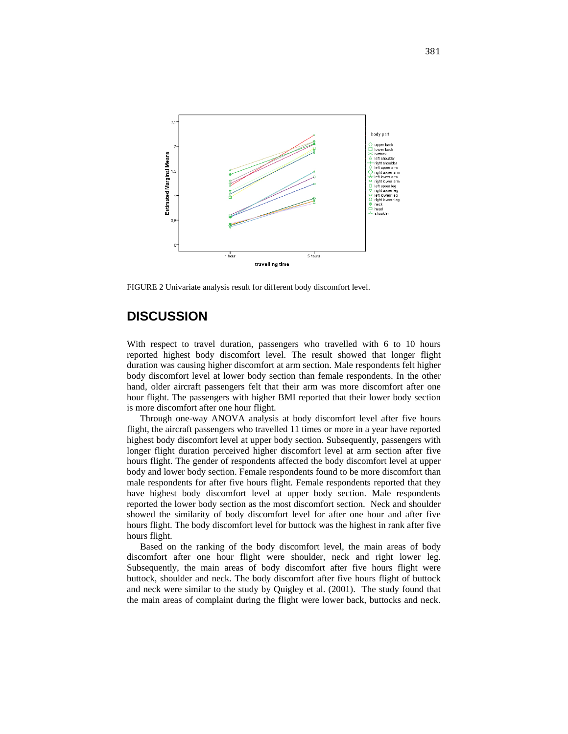2.5
2
1.5
1
0.5
0
Estimated Marginal Means
1 hour
5 hours
travelling time
body part
upper back
lower back
buttock
left shoulder
right shoulder
left upper arm
right upper arm
left lower arm
right lower arm
left upper leg
right upper leg
left lower leg
right lowerr leg
neck
head
shoulder

FIGURE 2 Univariate analysis result for different body discomfort level.

## DISCUSSION

With respect to travel duration, passengers who travelled with 6 to 10 hours reported highest body discomfort level. The result showed that longer flight duration was causing higher discomfort at arm section. Male respondents felt higher body discomfort level at lower body section than female respondents. In the other hand, older aircraft passengers felt that their arm was more discomfort after one hour flight. The passengers with higher BMI reported that their lower body section is more discomfort after one hour flight.

Through one-way ANOVA analysis at body discomfort level after five hours flight, the aircraft passengers who travelled 11 times or more in a year have reported highest body discomfort level at upper body section. Subsequently, passengers with longer flight duration perceived higher discomfort level at arm section after five hours flight. The gender of respondents affected the body discomfort level at upper body and lower body section. Female respondents found to be more discomfort than male respondents for after five hours flight. Female respondents reported that they have highest body discomfort level at upper body section. Male respondents reported the lower body section as the most discomfort section. Neck and shoulder showed the similarity of body discomfort level for after one hour and after five hours flight. The body discomfort level for buttock was the highest in rank after five hours flight.

Based on the ranking of the body discomfort level, the main areas of body discomfort after one hour flight were shoulder, neck and right lower leg. Subsequently, the main areas of body discomfort after five hours flight were buttock, shoulder and neck. The body discomfort after five hours flight of buttock and neck were similar to the study by Quigley et al. (2001). The study found that the main areas of complaint during the flight were lower back, buttocks and neck.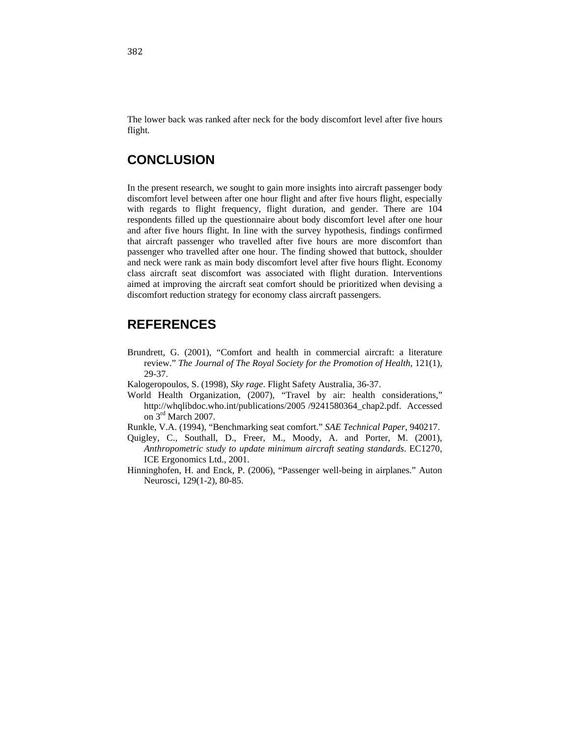The lower back was ranked after neck for the body discomfort level after five hours flight.

## CONCLUSION

In the present research, we sought to gain more insights into aircraft passenger body discomfort level between after one hour flight and after five hours flight, especially with regards to flight frequency, flight duration, and gender. There are 104 respondents filled up the questionnaire about body discomfort level after one hour and after five hours flight. In line with the survey hypothesis, findings confirmed that aircraft passenger who travelled after five hours are more discomfort than passenger who travelled after one hour. The finding showed that buttock, shoulder and neck were rank as main body discomfort level after five hours flight. Economy class aircraft seat discomfort was associated with flight duration. Interventions aimed at improving the aircraft seat comfort should be prioritized when devising a discomfort reduction strategy for economy class aircraft passengers.

## REFERENCES

Brundrett, G. (2001), "Comfort and health in commercial aircraft: a literature review." *The Journal of The Royal Society for the Promotion of Health*, 121(1), 29-37.

Kalogeropoulos, S. (1998), *Sky rage*. Flight Safety Australia, 36-37.

World Health Organization, (2007), "Travel by air: health considerations," http://whqlibdoc.who.int/publications/2005 /9241580364_chap2.pdf. Accessed on 3rd March 2007.

Runkle, V.A. (1994), "Benchmarking seat comfort." *SAE Technical Paper*, 940217.

Quigley, C., Southall, D., Freer, M., Moody, A. and Porter, M. (2001), *Anthropometric study to update minimum aircraft seating standards*. EC1270, ICE Ergonomics Ltd., 2001.

Hinninghofen, H. and Enck, P. (2006), "Passenger well-being in airplanes." Auton Neurosci, 129(1-2), 80-85.